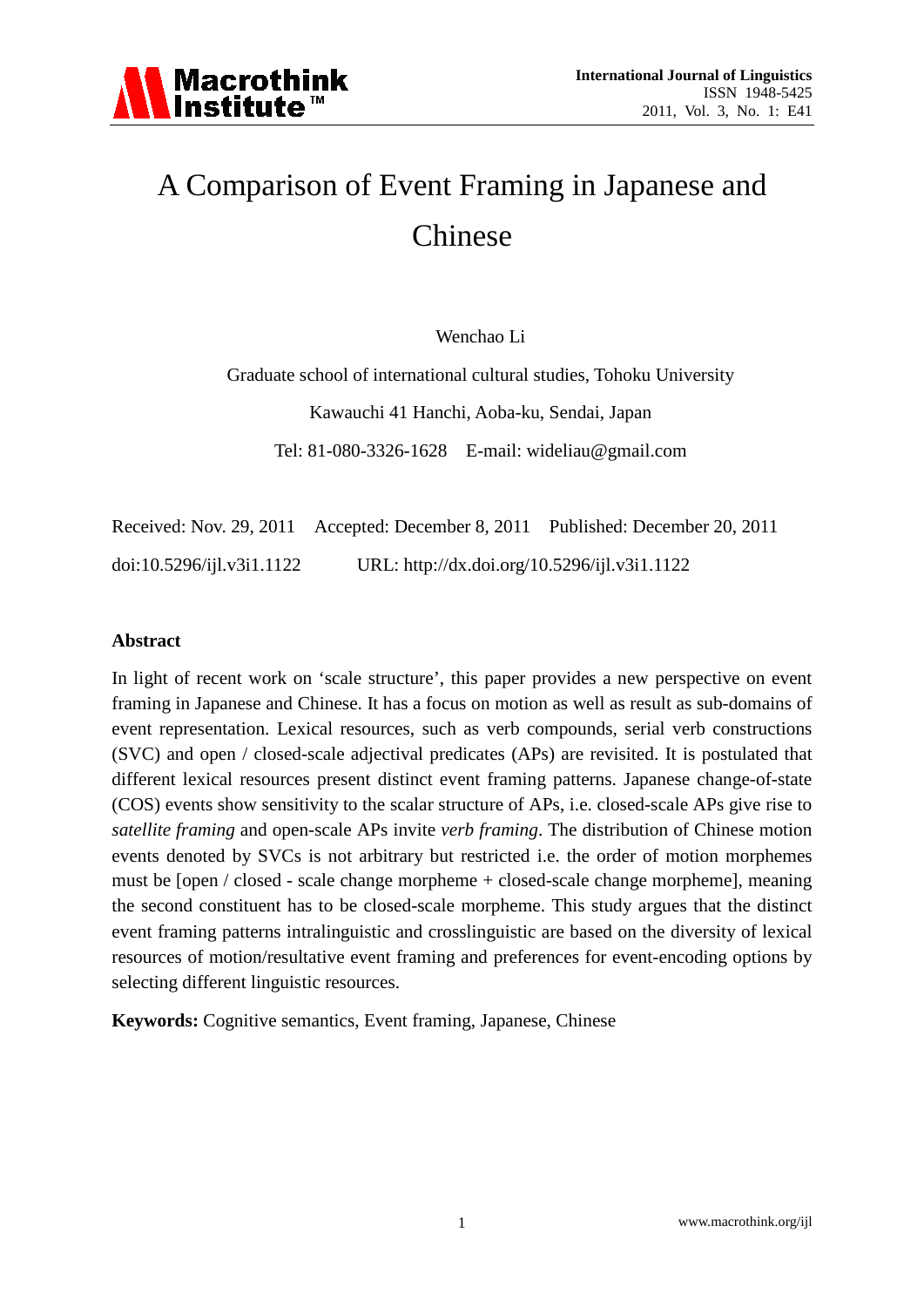# A Comparison of Event Framing in Japanese and Chinese

Wenchao Li

Graduate school of international cultural studies, Tohoku University

Kawauchi 41 Hanchi, Aoba-ku, Sendai, Japan

Tel: 81-080-3326-1628 E-mail: wideliau@gmail.com

Received: Nov. 29, 2011 Accepted: December 8, 2011 Published: December 20, 2011

doi:10.5296/ijl.v3i1.1122 URL: http://dx.doi.org/10.5296/ijl.v3i1.1122

## Abstract

In light of recent work on 'scale structure', this paper provides a new perspective on event framing in Japanese and Chinese. It has a focus on motion as well as result as sub-domains of event representation. Lexical resources, such as verb compounds, serial verb constructions (SVC) and open / closed-scale adjectival predicates (APs) are revisited. It is postulated that different lexical resources present distinct event framing patterns. Japanese change-of-state (COS) events show sensitivity to the scalar structure of APs, i.e. closed-scale APs give rise to *satellite framing* and open-scale APs invite *verb framing*. The distribution of Chinese motion events denoted by SVCs is not arbitrary but restricted i.e. the order of motion morphemes must be [open / closed - scale change morpheme + closed-scale change morpheme], meaning the second constituent has to be closed-scale morpheme. This study argues that the distinct event framing patterns intralinguistic and crosslinguistic are based on the diversity of lexical resources of motion/resultative event framing and preferences for event-encoding options by selecting different linguistic resources.

**Keywords:** Cognitive semantics, Event framing, Japanese, Chinese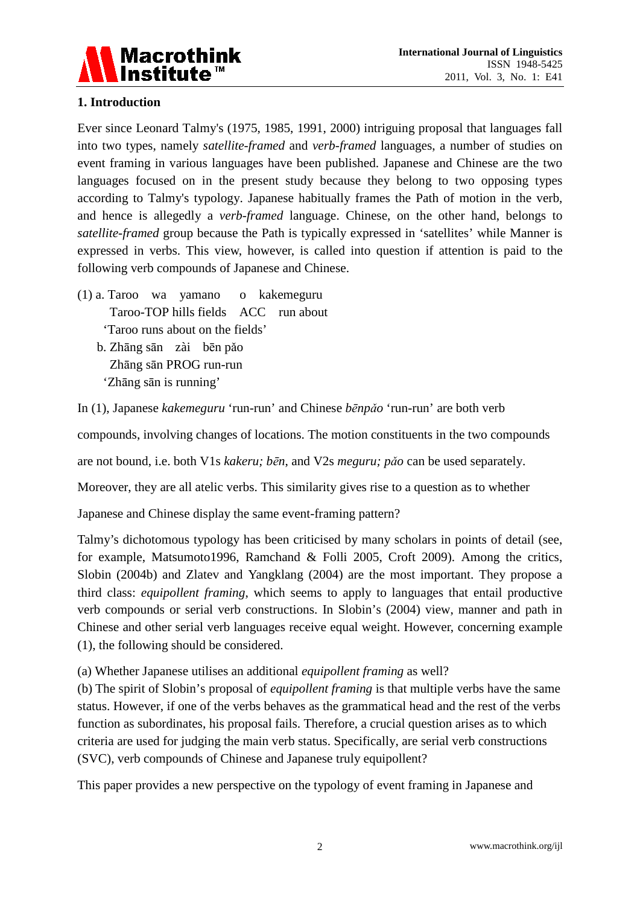## 1. Introduction

Ever since Leonard Talmy's (1975, 1985, 1991, 2000) intriguing proposal that languages fall into two types, namely *satellite-framed* and *verb-framed* languages, a number of studies on event framing in various languages have been published. Japanese and Chinese are the two languages focused on in the present study because they belong to two opposing types according to Talmy's typology. Japanese habitually frames the Path of motion in the verb, and hence is allegedly a *verb-framed* language. Chinese, on the other hand, belongs to *satellite-framed* group because the Path is typically expressed in 'satellites' while Manner is expressed in verbs. This view, however, is called into question if attention is paid to the following verb compounds of Japanese and Chinese.

(1) a. Taroo wa yamano o kakemeguru
  Taroo-TOP hills fields ACC run about
  'Taroo runs about on the fields'

  b. Zhāng sān zài bēn pǎo
  Zhāng sān PROG run-run
  'Zhāng sān is running'

In (1), Japanese *kakemeguru* 'run-run' and Chinese *bēnpǎo* 'run-run' are both verb compounds, involving changes of locations. The motion constituents in the two compounds are not bound, i.e. both V1s *kakeru; bēn*, and V2s *meguru; pǎo* can be used separately. Moreover, they are all atelic verbs. This similarity gives rise to a question as to whether Japanese and Chinese display the same event-framing pattern?

Talmy's dichotomous typology has been criticised by many scholars in points of detail (see, for example, Matsumoto1996, Ramchand & Folli 2005, Croft 2009). Among the critics, Slobin (2004b) and Zlatev and Yangklang (2004) are the most important. They propose a third class: *equipollent framing*, which seems to apply to languages that entail productive verb compounds or serial verb constructions. In Slobin's (2004) view, manner and path in Chinese and other serial verb languages receive equal weight. However, concerning example (1), the following should be considered.

(a) Whether Japanese utilises an additional *equipollent framing* as well?

(b) The spirit of Slobin's proposal of *equipollent framing* is that multiple verbs have the same status. However, if one of the verbs behaves as the grammatical head and the rest of the verbs function as subordinates, his proposal fails. Therefore, a crucial question arises as to which criteria are used for judging the main verb status. Specifically, are serial verb constructions (SVC), verb compounds of Chinese and Japanese truly equipollent?

This paper provides a new perspective on the typology of event framing in Japanese and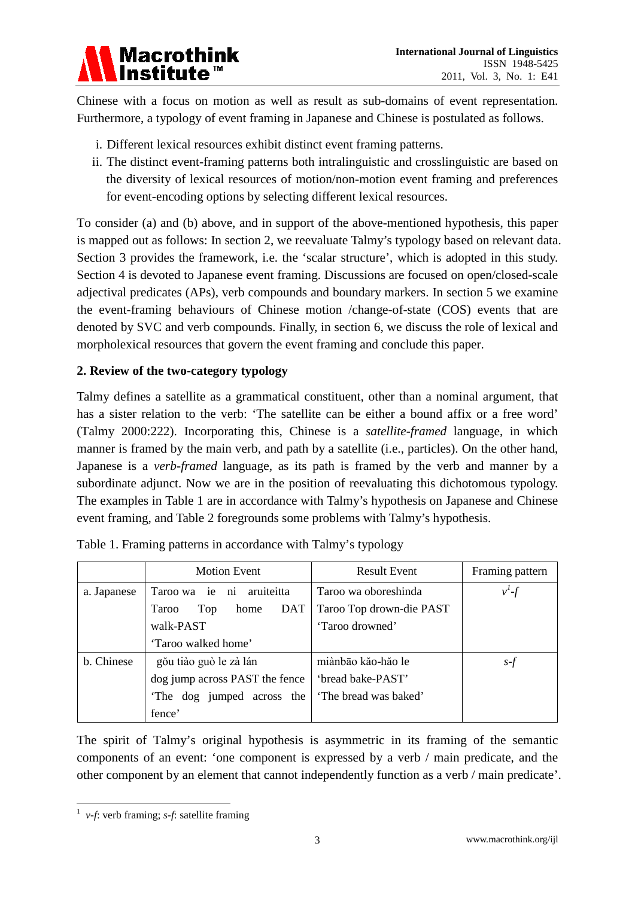Chinese with a focus on motion as well as result as sub-domains of event representation. Furthermore, a typology of event framing in Japanese and Chinese is postulated as follows.

i. Different lexical resources exhibit distinct event framing patterns.
ii. The distinct event-framing patterns both intralinguistic and crosslinguistic are based on the diversity of lexical resources of motion/non-motion event framing and preferences for event-encoding options by selecting different lexical resources.

To consider (a) and (b) above, and in support of the above-mentioned hypothesis, this paper is mapped out as follows: In section 2, we reevaluate Talmy's typology based on relevant data. Section 3 provides the framework, i.e. the 'scalar structure', which is adopted in this study. Section 4 is devoted to Japanese event framing. Discussions are focused on open/closed-scale adjectival predicates (APs), verb compounds and boundary markers. In section 5 we examine the event-framing behaviours of Chinese motion /change-of-state (COS) events that are denoted by SVC and verb compounds. Finally, in section 6, we discuss the role of lexical and morpholexical resources that govern the event framing and conclude this paper.

## 2. Review of the two-category typology

Talmy defines a satellite as a grammatical constituent, other than a nominal argument, that has a sister relation to the verb: 'The satellite can be either a bound affix or a free word' (Talmy 2000:222). Incorporating this, Chinese is a *satellite-framed* language, in which manner is framed by the main verb, and path by a satellite (i.e., particles). On the other hand, Japanese is a *verb-framed* language, as its path is framed by the verb and manner by a subordinate adjunct. Now we are in the position of reevaluating this dichotomous typology. The examples in Table 1 are in accordance with Talmy's hypothesis on Japanese and Chinese event framing, and Table 2 foregrounds some problems with Talmy's hypothesis.

Table 1. Framing patterns in accordance with Talmy's typology

| | Motion Event | Result Event | Framing pattern |
|---|---|---|---|
| a. Japanese | Taroo wa ie ni aruiteitta<br>Taroo Top home DAT walk-PAST<br>'Taroo walked home' | Taroo wa oboreshinda<br>Taroo Top drown-die PAST<br>'Taroo drowned' | *v*[1]-*f* |
| b. Chinese | gǒu tiào guò le zà lán<br>dog jump across PAST the fence<br>'The dog jumped across the fence' | miànbāo kǎo-hǎo le<br>'bread bake-PAST'<br>'The bread was baked' | *s-f* |

The spirit of Talmy's original hypothesis is asymmetric in its framing of the semantic components of an event: 'one component is expressed by a verb / main predicate, and the other component by an element that cannot independently function as a verb / main predicate'.

[1] *v-f*: verb framing; *s-f*: satellite framing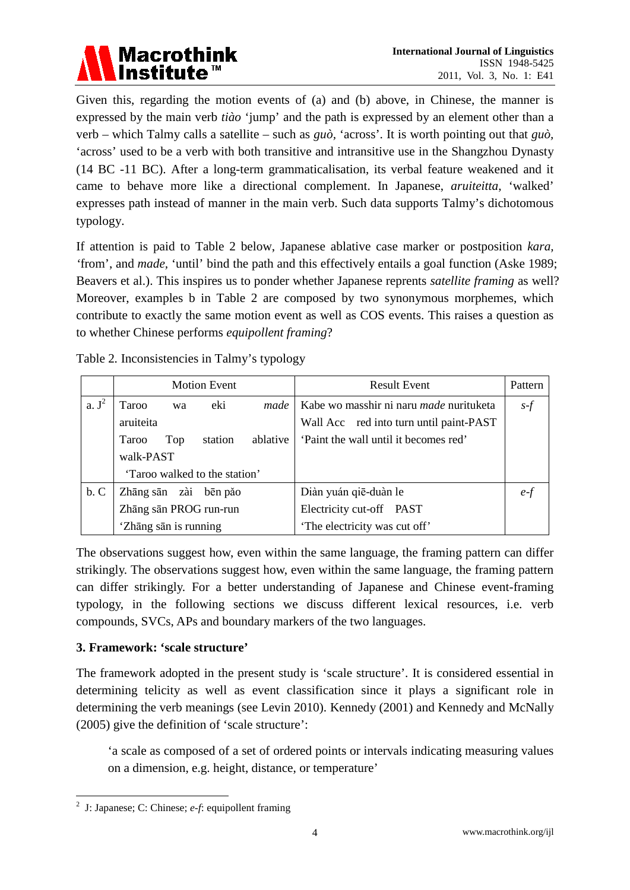Given this, regarding the motion events of (a) and (b) above, in Chinese, the manner is expressed by the main verb *tiào* 'jump' and the path is expressed by an element other than a verb – which Talmy calls a satellite – such as *guò*, 'across'. It is worth pointing out that *guò*, 'across' used to be a verb with both transitive and intransitive use in the Shangzhou Dynasty (14 BC -11 BC). After a long-term grammaticalisation, its verbal feature weakened and it came to behave more like a directional complement. In Japanese, *aruiteitta*, 'walked' expresses path instead of manner in the main verb. Such data supports Talmy's dichotomous typology.

If attention is paid to Table 2 below, Japanese ablative case marker or postposition *kara*, 'from', and *made*, 'until' bind the path and this effectively entails a goal function (Aske 1989; Beavers et al.). This inspires us to ponder whether Japanese reprents *satellite framing* as well? Moreover, examples b in Table 2 are composed by two synonymous morphemes, which contribute to exactly the same motion event as well as COS events. This raises a question as to whether Chinese performs *equipollent framing*?

Table 2. Inconsistencies in Talmy's typology

| | Motion Event | Result Event | Pattern |
|---|---|---|---|
| a. J[2] | Taroo wa eki *made* aruiteita<br>Taroo Top station ablative walk-PAST<br>'Taroo walked to the station' | Kabe wo masshir ni naru *made* nurituketa<br>Wall Acc red into turn until paint-PAST<br>'Paint the wall until it becomes red' | *s-f* |
| b. C | Zhāng sān zài bēn pǎo<br>Zhāng sān PROG run-run<br>'Zhāng sān is running | Diàn yuán qiē-duàn le<br>Electricity cut-off PAST<br>'The electricity was cut off' | *e-f* |

The observations suggest how, even within the same language, the framing pattern can differ strikingly. The observations suggest how, even within the same language, the framing pattern can differ strikingly. For a better understanding of Japanese and Chinese event-framing typology, in the following sections we discuss different lexical resources, i.e. verb compounds, SVCs, APs and boundary markers of the two languages.

### 3. Framework: 'scale structure'

The framework adopted in the present study is 'scale structure'. It is considered essential in determining telicity as well as event classification since it plays a significant role in determining the verb meanings (see Levin 2010). Kennedy (2001) and Kennedy and McNally (2005) give the definition of 'scale structure':

> 'a scale as composed of a set of ordered points or intervals indicating measuring values on a dimension, e.g. height, distance, or temperature'

---

[2] J: Japanese; C: Chinese; *e-f*: equipollent framing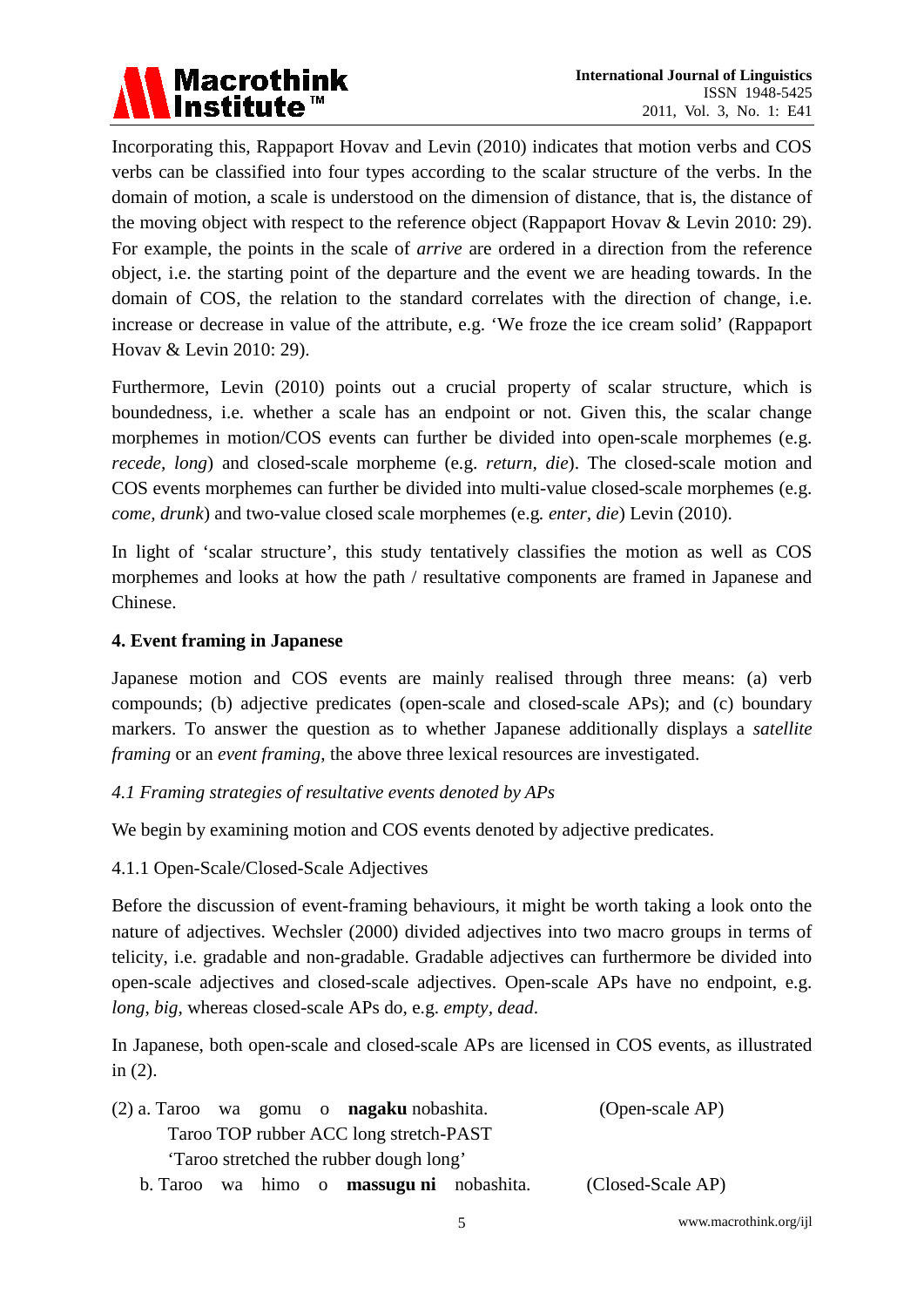Incorporating this, Rappaport Hovav and Levin (2010) indicates that motion verbs and COS verbs can be classified into four types according to the scalar structure of the verbs. In the domain of motion, a scale is understood on the dimension of distance, that is, the distance of the moving object with respect to the reference object (Rappaport Hovav & Levin 2010: 29). For example, the points in the scale of *arrive* are ordered in a direction from the reference object, i.e. the starting point of the departure and the event we are heading towards. In the domain of COS, the relation to the standard correlates with the direction of change, i.e. increase or decrease in value of the attribute, e.g. 'We froze the ice cream solid' (Rappaport Hovav & Levin 2010: 29).

Furthermore, Levin (2010) points out a crucial property of scalar structure, which is boundedness, i.e. whether a scale has an endpoint or not. Given this, the scalar change morphemes in motion/COS events can further be divided into open-scale morphemes (e.g. *recede, long*) and closed-scale morpheme (e.g. *return, die*). The closed-scale motion and COS events morphemes can further be divided into multi-value closed-scale morphemes (e.g. *come, drunk*) and two-value closed scale morphemes (e.g. *enter, die*) Levin (2010).

In light of 'scalar structure', this study tentatively classifies the motion as well as COS morphemes and looks at how the path / resultative components are framed in Japanese and Chinese.

## 4. Event framing in Japanese

Japanese motion and COS events are mainly realised through three means: (a) verb compounds; (b) adjective predicates (open-scale and closed-scale APs); and (c) boundary markers. To answer the question as to whether Japanese additionally displays a *satellite framing* or an *event framing*, the above three lexical resources are investigated.

### *4.1 Framing strategies of resultative events denoted by APs*

We begin by examining motion and COS events denoted by adjective predicates.

#### 4.1.1 Open-Scale/Closed-Scale Adjectives

Before the discussion of event-framing behaviours, it might be worth taking a look onto the nature of adjectives. Wechsler (2000) divided adjectives into two macro groups in terms of telicity, i.e. gradable and non-gradable. Gradable adjectives can furthermore be divided into open-scale adjectives and closed-scale adjectives. Open-scale APs have no endpoint, e.g. *long, big*, whereas closed-scale APs do, e.g. *empty, dead*.

In Japanese, both open-scale and closed-scale APs are licensed in COS events, as illustrated in (2).

(2) a. Taroo wa gomu o **nagaku** nobashita. (Open-scale AP)

Taroo TOP rubber ACC long stretch-PAST

'Taroo stretched the rubber dough long'

b. Taroo wa himo o **massugu ni** nobashita. (Closed-Scale AP)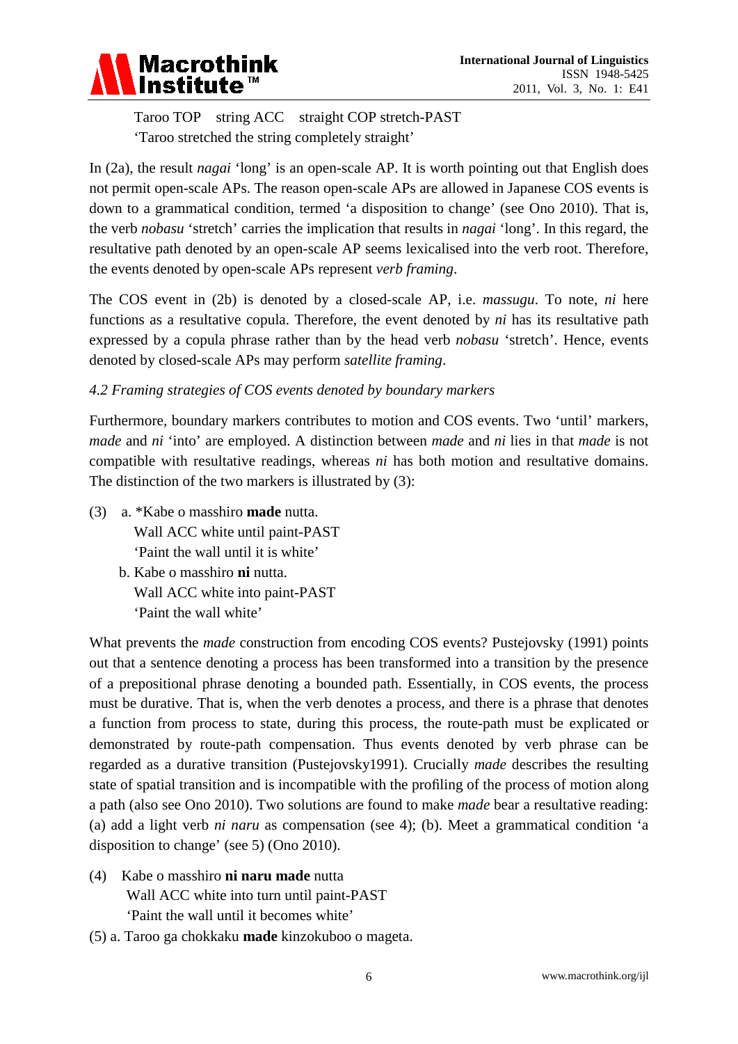Taroo TOP string ACC straight COP stretch-PAST
'Taroo stretched the string completely straight'

In (2a), the result *nagai* 'long' is an open-scale AP. It is worth pointing out that English does not permit open-scale APs. The reason open-scale APs are allowed in Japanese COS events is down to a grammatical condition, termed 'a disposition to change' (see Ono 2010). That is, the verb *nobasu* 'stretch' carries the implication that results in *nagai* 'long'. In this regard, the resultative path denoted by an open-scale AP seems lexicalised into the verb root. Therefore, the events denoted by open-scale APs represent *verb framing*.

The COS event in (2b) is denoted by a closed-scale AP, i.e. *massugu*. To note, *ni* here functions as a resultative copula. Therefore, the event denoted by *ni* has its resultative path expressed by a copula phrase rather than by the head verb *nobasu* 'stretch'. Hence, events denoted by closed-scale APs may perform *satellite framing*.

*4.2 Framing strategies of COS events denoted by boundary markers*

Furthermore, boundary markers contributes to motion and COS events. Two 'until' markers, *made* and *ni* 'into' are employed. A distinction between *made* and *ni* lies in that *made* is not compatible with resultative readings, whereas *ni* has both motion and resultative domains. The distinction of the two markers is illustrated by (3):

(3) a. *Kabe o masshiro **made** nutta.
Wall ACC white until paint-PAST
'Paint the wall until it is white'

b. Kabe o masshiro **ni** nutta.
Wall ACC white into paint-PAST
'Paint the wall white'

What prevents the *made* construction from encoding COS events? Pustejovsky (1991) points out that a sentence denoting a process has been transformed into a transition by the presence of a prepositional phrase denoting a bounded path. Essentially, in COS events, the process must be durative. That is, when the verb denotes a process, and there is a phrase that denotes a function from process to state, during this process, the route-path must be explicated or demonstrated by route-path compensation. Thus events denoted by verb phrase can be regarded as a durative transition (Pustejovsky1991). Crucially *made* describes the resulting state of spatial transition and is incompatible with the profiling of the process of motion along a path (also see Ono 2010). Two solutions are found to make *made* bear a resultative reading: (a) add a light verb *ni naru* as compensation (see 4); (b). Meet a grammatical condition 'a disposition to change' (see 5) (Ono 2010).

(4) Kabe o masshiro **ni naru made** nutta
Wall ACC white into turn until paint-PAST
'Paint the wall until it becomes white'

(5) a. Taroo ga chokkaku **made** kinzokuboo o mageta.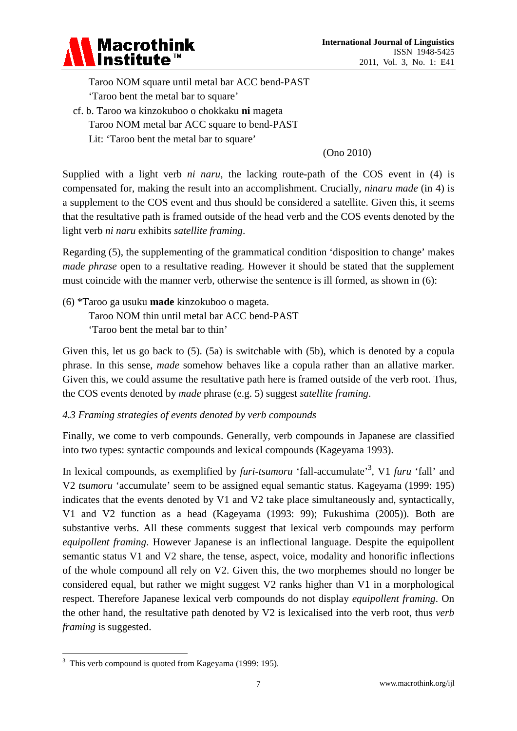Taroo NOM square until metal bar ACC bend-PAST
'Taroo bent the metal bar to square'

cf. b. Taroo wa kinzokuboo o chokkaku **ni** mageta
Taroo NOM metal bar ACC square to bend-PAST
Lit: 'Taroo bent the metal bar to square'

(Ono 2010)

Supplied with a light verb *ni naru*, the lacking route-path of the COS event in (4) is compensated for, making the result into an accomplishment. Crucially, *ninaru made* (in 4) is a supplement to the COS event and thus should be considered a satellite. Given this, it seems that the resultative path is framed outside of the head verb and the COS events denoted by the light verb *ni naru* exhibits *satellite framing*.

Regarding (5), the supplementing of the grammatical condition 'disposition to change' makes *made phrase* open to a resultative reading. However it should be stated that the supplement must coincide with the manner verb, otherwise the sentence is ill formed, as shown in (6):

(6) *Taroo ga usuku **made** kinzokuboo o mageta.
Taroo NOM thin until metal bar ACC bend-PAST
'Taroo bent the metal bar to thin'

Given this, let us go back to (5). (5a) is switchable with (5b), which is denoted by a copula phrase. In this sense, *made* somehow behaves like a copula rather than an allative marker. Given this, we could assume the resultative path here is framed outside of the verb root. Thus, the COS events denoted by *made* phrase (e.g. 5) suggest *satellite framing*.

### *4.3 Framing strategies of events denoted by verb compounds*

Finally, we come to verb compounds. Generally, verb compounds in Japanese are classified into two types: syntactic compounds and lexical compounds (Kageyama 1993).

In lexical compounds, as exemplified by *furi-tsumoru* 'fall-accumulate'[3], V1 *furu* 'fall' and V2 *tsumoru* 'accumulate' seem to be assigned equal semantic status. Kageyama (1999: 195) indicates that the events denoted by V1 and V2 take place simultaneously and, syntactically, V1 and V2 function as a head (Kageyama (1993: 99); Fukushima (2005)). Both are substantive verbs. All these comments suggest that lexical verb compounds may perform *equipollent framing*. However Japanese is an inflectional language. Despite the equipollent semantic status V1 and V2 share, the tense, aspect, voice, modality and honorific inflections of the whole compound all rely on V2. Given this, the two morphemes should no longer be considered equal, but rather we might suggest V2 ranks higher than V1 in a morphological respect. Therefore Japanese lexical verb compounds do not display *equipollent framing*. On the other hand, the resultative path denoted by V2 is lexicalised into the verb root, thus *verb framing* is suggested.

---

[3] This verb compound is quoted from Kageyama (1999: 195).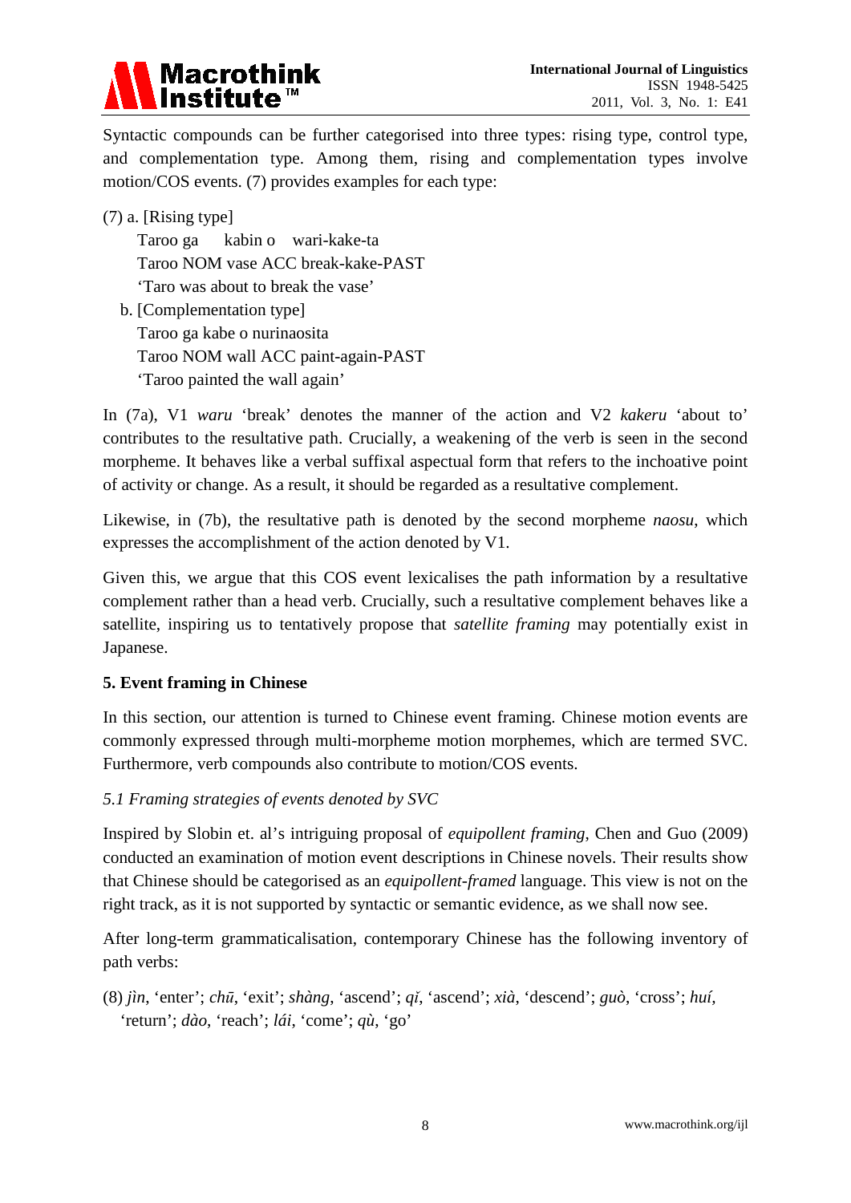Syntactic compounds can be further categorised into three types: rising type, control type, and complementation type. Among them, rising and complementation types involve motion/COS events. (7) provides examples for each type:

(7) a. [Rising type]

Taroo ga kabin o wari-kake-ta
Taroo NOM vase ACC break-kake-PAST
'Taro was about to break the vase'

b. [Complementation type]

Taroo ga kabe o nurinaosita
Taroo NOM wall ACC paint-again-PAST
'Taroo painted the wall again'

In (7a), V1 *waru* 'break' denotes the manner of the action and V2 *kakeru* 'about to' contributes to the resultative path. Crucially, a weakening of the verb is seen in the second morpheme. It behaves like a verbal suffixal aspectual form that refers to the inchoative point of activity or change. As a result, it should be regarded as a resultative complement.

Likewise, in (7b), the resultative path is denoted by the second morpheme *naosu*, which expresses the accomplishment of the action denoted by V1.

Given this, we argue that this COS event lexicalises the path information by a resultative complement rather than a head verb. Crucially, such a resultative complement behaves like a satellite, inspiring us to tentatively propose that *satellite framing* may potentially exist in Japanese.

## 5. Event framing in Chinese

In this section, our attention is turned to Chinese event framing. Chinese motion events are commonly expressed through multi-morpheme motion morphemes, which are termed SVC. Furthermore, verb compounds also contribute to motion/COS events.

### *5.1 Framing strategies of events denoted by SVC*

Inspired by Slobin et. al's intriguing proposal of *equipollent framing*, Chen and Guo (2009) conducted an examination of motion event descriptions in Chinese novels. Their results show that Chinese should be categorised as an *equipollent-framed* language. This view is not on the right track, as it is not supported by syntactic or semantic evidence, as we shall now see.

After long-term grammaticalisation, contemporary Chinese has the following inventory of path verbs:

(8) *jìn*, 'enter'; *chū*, 'exit'; *shàng*, 'ascend'; *qǐ*, 'ascend'; *xià*, 'descend'; *guò*, 'cross'; *huí*, 'return'; *dào*, 'reach'; *lái*, 'come'; *qù*, 'go'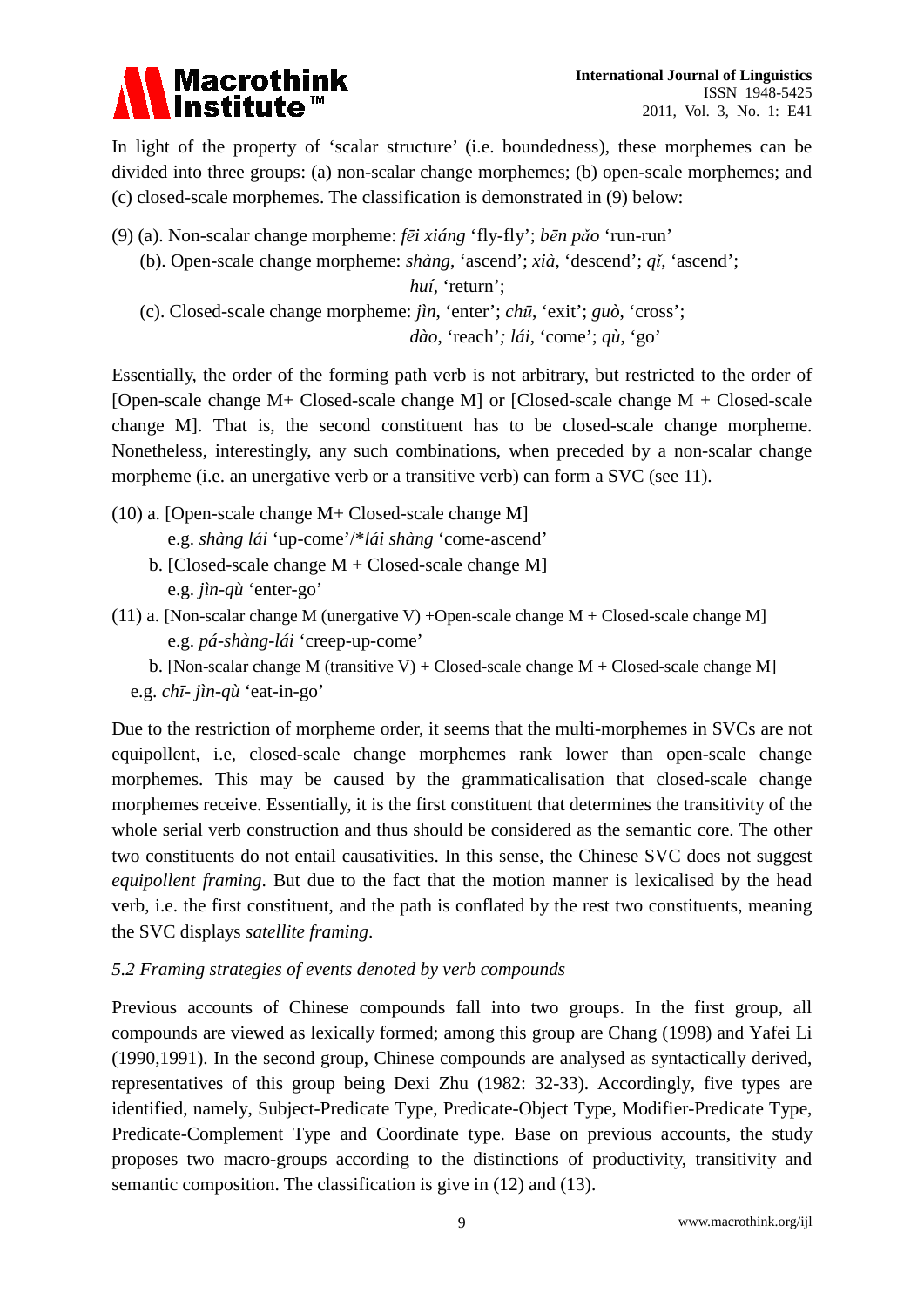In light of the property of 'scalar structure' (i.e. boundedness), these morphemes can be divided into three groups: (a) non-scalar change morphemes; (b) open-scale morphemes; and (c) closed-scale morphemes. The classification is demonstrated in (9) below:

(9) (a). Non-scalar change morpheme: *fēi xiáng* 'fly-fly'; *bēn pǎo* 'run-run'

(b). Open-scale change morpheme: *shàng*, 'ascend'; *xià*, 'descend'; *qǐ*, 'ascend'; *huí*, 'return';

(c). Closed-scale change morpheme: *jìn*, 'enter'; *chū*, 'exit'; *guò*, 'cross'; *dào*, 'reach'*; lái*, 'come'; *qù*, 'go'

Essentially, the order of the forming path verb is not arbitrary, but restricted to the order of [Open-scale change M+ Closed-scale change M] or [Closed-scale change M + Closed-scale change M]. That is, the second constituent has to be closed-scale change morpheme. Nonetheless, interestingly, any such combinations, when preceded by a non-scalar change morpheme (i.e. an unergative verb or a transitive verb) can form a SVC (see 11).

(10) a. [Open-scale change M+ Closed-scale change M]

e.g. *shàng lái* 'up-come'/\**lái shàng* 'come-ascend'

b. [Closed-scale change M + Closed-scale change M]

e.g. *jìn-qù* 'enter-go'

(11) a. [Non-scalar change M (unergative V) +Open-scale change M + Closed-scale change M]

e.g. *pá-shàng-lái* 'creep-up-come'

b. [Non-scalar change M (transitive V) + Closed-scale change M + Closed-scale change M]

e.g. *chī- jìn-qù* 'eat-in-go'

Due to the restriction of morpheme order, it seems that the multi-morphemes in SVCs are not equipollent, i.e, closed-scale change morphemes rank lower than open-scale change morphemes. This may be caused by the grammaticalisation that closed-scale change morphemes receive. Essentially, it is the first constituent that determines the transitivity of the whole serial verb construction and thus should be considered as the semantic core. The other two constituents do not entail causativities. In this sense, the Chinese SVC does not suggest *equipollent framing*. But due to the fact that the motion manner is lexicalised by the head verb, i.e. the first constituent, and the path is conflated by the rest two constituents, meaning the SVC displays *satellite framing*.

### *5.2 Framing strategies of events denoted by verb compounds*

Previous accounts of Chinese compounds fall into two groups. In the first group, all compounds are viewed as lexically formed; among this group are Chang (1998) and Yafei Li (1990,1991). In the second group, Chinese compounds are analysed as syntactically derived, representatives of this group being Dexi Zhu (1982: 32-33). Accordingly, five types are identified, namely, Subject-Predicate Type, Predicate-Object Type, Modifier-Predicate Type, Predicate-Complement Type and Coordinate type. Base on previous accounts, the study proposes two macro-groups according to the distinctions of productivity, transitivity and semantic composition. The classification is give in (12) and (13).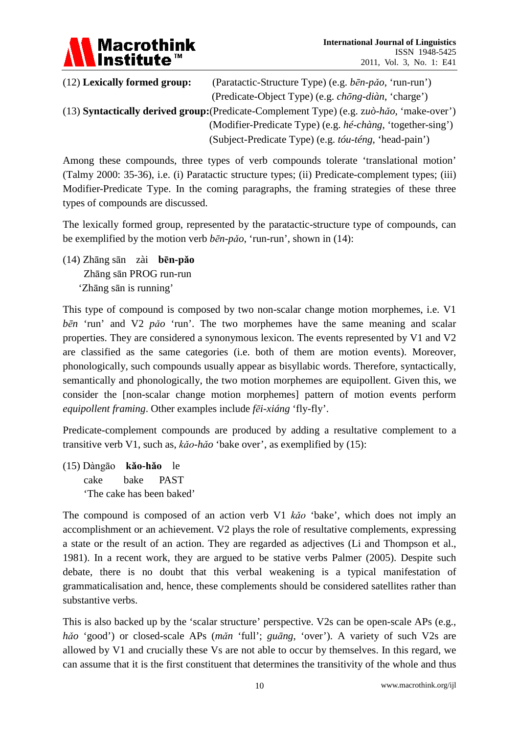(12) **Lexically formed group:** (Paratactic-Structure Type) (e.g. *bēn-pǎo*, 'run-run')
(Predicate-Object Type) (e.g. *chōng-diàn*, 'charge')

(13) **Syntactically derived group:** (Predicate-Complement Type) (e.g. *zuò-hǎo*, 'make-over')
(Modifier-Predicate Type) (e.g. *hé-chàng*, 'together-sing')
(Subject-Predicate Type) (e.g. *tóu-téng*, 'head-pain')

Among these compounds, three types of verb compounds tolerate 'translational motion' (Talmy 2000: 35-36), i.e. (i) Paratactic structure types; (ii) Predicate-complement types; (iii) Modifier-Predicate Type. In the coming paragraphs, the framing strategies of these three types of compounds are discussed.

The lexically formed group, represented by the paratactic-structure type of compounds, can be exemplified by the motion verb *bēn-pǎo*, 'run-run', shown in (14):

(14) Zhāng sān zài **bēn-pǎo**
Zhāng sān PROG run-run
'Zhāng sān is running'

This type of compound is composed by two non-scalar change motion morphemes, i.e. V1 *bēn* 'run' and V2 *pǎo* 'run'. The two morphemes have the same meaning and scalar properties. They are considered a synonymous lexicon. The events represented by V1 and V2 are classified as the same categories (i.e. both of them are motion events). Moreover, phonologically, such compounds usually appear as bisyllabic words. Therefore, syntactically, semantically and phonologically, the two motion morphemes are equipollent. Given this, we consider the [non-scalar change motion morphemes] pattern of motion events perform *equipollent framing*. Other examples include *fēi-xiáng* 'fly-fly'.

Predicate-complement compounds are produced by adding a resultative complement to a transitive verb V1, such as, *kǎo-hǎo* 'bake over', as exemplified by (15):

(15) Dàngāo **kǎo-hǎo** le
cake bake PAST
'The cake has been baked'

The compound is composed of an action verb V1 *kǎo* 'bake', which does not imply an accomplishment or an achievement. V2 plays the role of resultative complements, expressing a state or the result of an action. They are regarded as adjectives (Li and Thompson et al., 1981). In a recent work, they are argued to be stative verbs Palmer (2005). Despite such debate, there is no doubt that this verbal weakening is a typical manifestation of grammaticalisation and, hence, these complements should be considered satellites rather than substantive verbs.

This is also backed up by the 'scalar structure' perspective. V2s can be open-scale APs (e.g., *hǎo* 'good') or closed-scale APs (*mǎn* 'full'; *guāng*, 'over'). A variety of such V2s are allowed by V1 and crucially these Vs are not able to occur by themselves. In this regard, we can assume that it is the first constituent that determines the transitivity of the whole and thus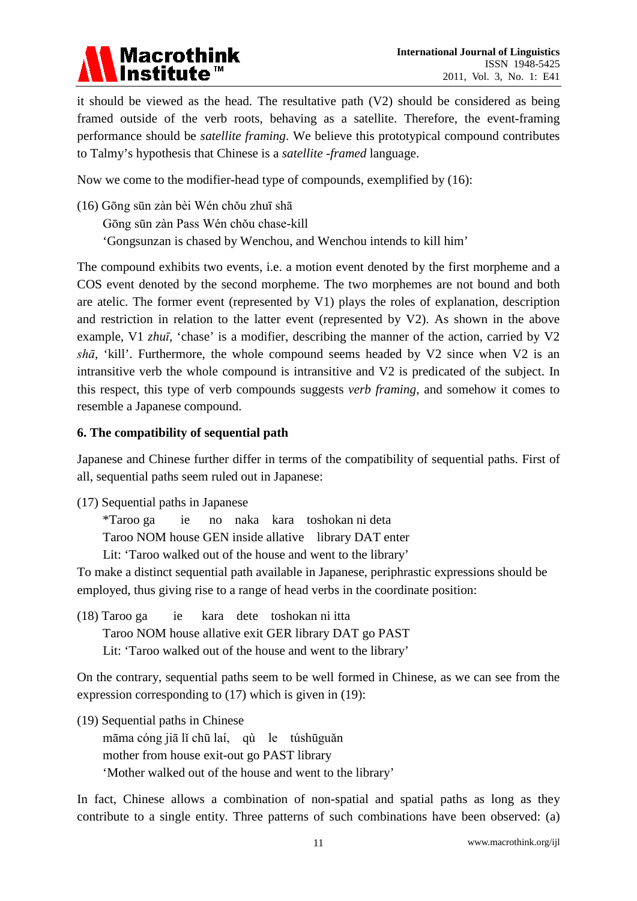it should be viewed as the head. The resultative path (V2) should be considered as being framed outside of the verb roots, behaving as a satellite. Therefore, the event-framing performance should be *satellite framing*. We believe this prototypical compound contributes to Talmy's hypothesis that Chinese is a *satellite -framed* language.

Now we come to the modifier-head type of compounds, exemplified by (16):

(16) Gōng sūn zàn bèi Wén chǒu zhuī shā

Gōng sūn zàn Pass Wén chǒu chase-kill

'Gongsunzan is chased by Wenchou, and Wenchou intends to kill him'

The compound exhibits two events, i.e. a motion event denoted by the first morpheme and a COS event denoted by the second morpheme. The two morphemes are not bound and both are atelic. The former event (represented by V1) plays the roles of explanation, description and restriction in relation to the latter event (represented by V2). As shown in the above example, V1 *zhuī*, 'chase' is a modifier, describing the manner of the action, carried by V2 *shā*, 'kill'. Furthermore, the whole compound seems headed by V2 since when V2 is an intransitive verb the whole compound is intransitive and V2 is predicated of the subject. In this respect, this type of verb compounds suggests *verb framing*, and somehow it comes to resemble a Japanese compound.

## 6. The compatibility of sequential path

Japanese and Chinese further differ in terms of the compatibility of sequential paths. First of all, sequential paths seem ruled out in Japanese:

(17) Sequential paths in Japanese

*Taroo ga ie no naka kara toshokan ni deta

Taroo NOM house GEN inside allative library DAT enter

Lit: 'Taroo walked out of the house and went to the library'

To make a distinct sequential path available in Japanese, periphrastic expressions should be employed, thus giving rise to a range of head verbs in the coordinate position:

(18) Taroo ga ie kara dete toshokan ni itta

Taroo NOM house allative exit GER library DAT go PAST

Lit: 'Taroo walked out of the house and went to the library'

On the contrary, sequential paths seem to be well formed in Chinese, as we can see from the expression corresponding to (17) which is given in (19):

(19) Sequential paths in Chinese

māma cóng jiā lǐ chū laí, qù le túshūguǎn

mother from house exit-out go PAST library

'Mother walked out of the house and went to the library'

In fact, Chinese allows a combination of non-spatial and spatial paths as long as they contribute to a single entity. Three patterns of such combinations have been observed: (a)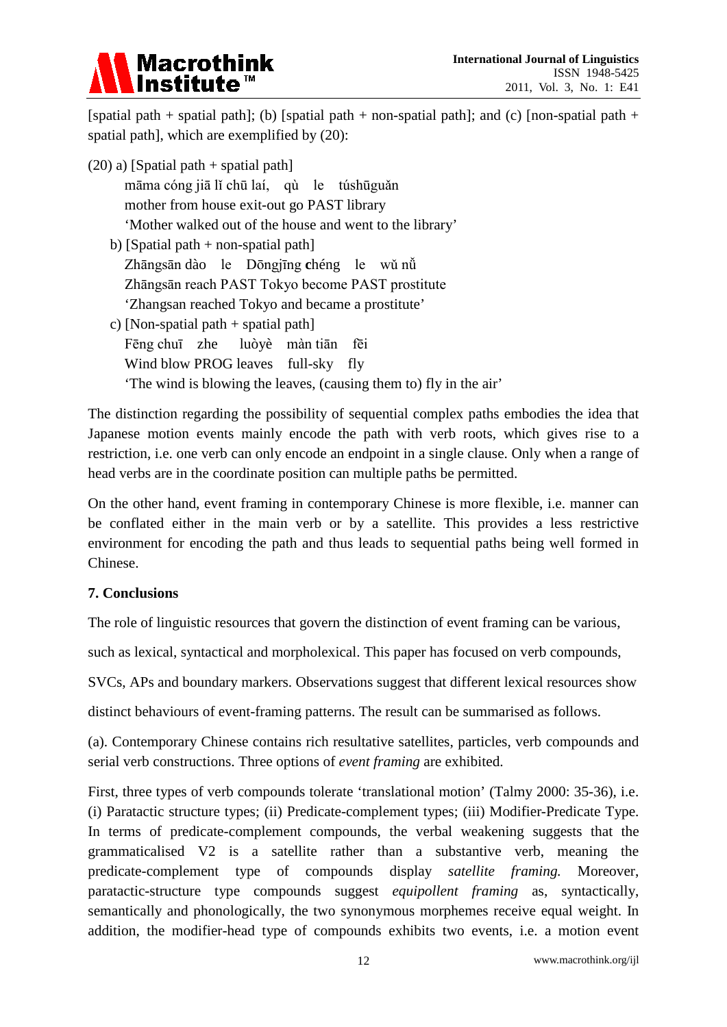[spatial path + spatial path]; (b) [spatial path + non-spatial path]; and (c) [non-spatial path + spatial path], which are exemplified by (20):

(20) a) [Spatial path + spatial path]

māma cóng jiā lǐ chū laí, qù le túshūguǎn
mother from house exit-out go PAST library
'Mother walked out of the house and went to the library'

b) [Spatial path + non-spatial path]

Zhāngsān dào le Dōngjīng chéng le wǔ nǚ
Zhāngsān reach PAST Tokyo become PAST prostitute
'Zhangsan reached Tokyo and became a prostitute'

c) [Non-spatial path + spatial path]

Fēng chuī zhe luòyè màn tiān fēi
Wind blow PROG leaves full-sky fly
'The wind is blowing the leaves, (causing them to) fly in the air'

The distinction regarding the possibility of sequential complex paths embodies the idea that Japanese motion events mainly encode the path with verb roots, which gives rise to a restriction, i.e. one verb can only encode an endpoint in a single clause. Only when a range of head verbs are in the coordinate position can multiple paths be permitted.

On the other hand, event framing in contemporary Chinese is more flexible, i.e. manner can be conflated either in the main verb or by a satellite. This provides a less restrictive environment for encoding the path and thus leads to sequential paths being well formed in Chinese.

## 7. Conclusions

The role of linguistic resources that govern the distinction of event framing can be various, such as lexical, syntactical and morpholexical. This paper has focused on verb compounds, SVCs, APs and boundary markers. Observations suggest that different lexical resources show distinct behaviours of event-framing patterns. The result can be summarised as follows.

(a). Contemporary Chinese contains rich resultative satellites, particles, verb compounds and serial verb constructions. Three options of *event framing* are exhibited.

First, three types of verb compounds tolerate 'translational motion' (Talmy 2000: 35-36), i.e. (i) Paratactic structure types; (ii) Predicate-complement types; (iii) Modifier-Predicate Type. In terms of predicate-complement compounds, the verbal weakening suggests that the grammaticalised V2 is a satellite rather than a substantive verb, meaning the predicate-complement type of compounds display *satellite framing.* Moreover, paratactic-structure type compounds suggest *equipollent framing* as, syntactically, semantically and phonologically, the two synonymous morphemes receive equal weight. In addition, the modifier-head type of compounds exhibits two events, i.e. a motion event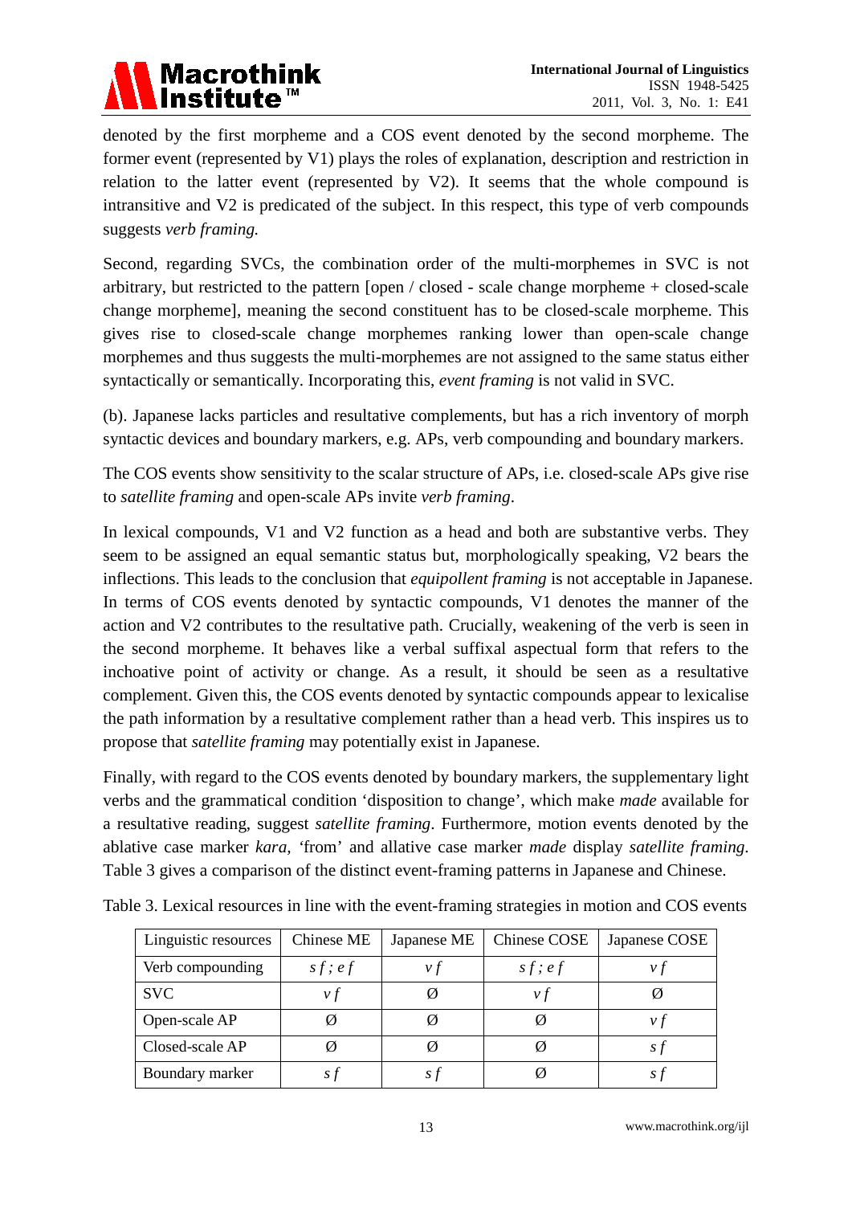denoted by the first morpheme and a COS event denoted by the second morpheme. The former event (represented by V1) plays the roles of explanation, description and restriction in relation to the latter event (represented by V2). It seems that the whole compound is intransitive and V2 is predicated of the subject. In this respect, this type of verb compounds suggests *verb framing.*

Second, regarding SVCs, the combination order of the multi-morphemes in SVC is not arbitrary, but restricted to the pattern [open / closed - scale change morpheme + closed-scale change morpheme], meaning the second constituent has to be closed-scale morpheme. This gives rise to closed-scale change morphemes ranking lower than open-scale change morphemes and thus suggests the multi-morphemes are not assigned to the same status either syntactically or semantically. Incorporating this, *event framing* is not valid in SVC.

(b). Japanese lacks particles and resultative complements, but has a rich inventory of morph syntactic devices and boundary markers, e.g. APs, verb compounding and boundary markers.

The COS events show sensitivity to the scalar structure of APs, i.e. closed-scale APs give rise to *satellite framing* and open-scale APs invite *verb framing*.

In lexical compounds, V1 and V2 function as a head and both are substantive verbs. They seem to be assigned an equal semantic status but, morphologically speaking, V2 bears the inflections. This leads to the conclusion that *equipollent framing* is not acceptable in Japanese. In terms of COS events denoted by syntactic compounds, V1 denotes the manner of the action and V2 contributes to the resultative path. Crucially, weakening of the verb is seen in the second morpheme. It behaves like a verbal suffixal aspectual form that refers to the inchoative point of activity or change. As a result, it should be seen as a resultative complement. Given this, the COS events denoted by syntactic compounds appear to lexicalise the path information by a resultative complement rather than a head verb. This inspires us to propose that *satellite framing* may potentially exist in Japanese.

Finally, with regard to the COS events denoted by boundary markers, the supplementary light verbs and the grammatical condition 'disposition to change', which make *made* available for a resultative reading, suggest *satellite framing*. Furthermore, motion events denoted by the ablative case marker *kara*, 'from' and allative case marker *made* display *satellite framing*. Table 3 gives a comparison of the distinct event-framing patterns in Japanese and Chinese.

Table 3. Lexical resources in line with the event-framing strategies in motion and COS events

| Linguistic resources | Chinese ME | Japanese ME | Chinese COSE | Japanese COSE |
|---|---|---|---|---|
| Verb compounding | *s f* ; *e f* | *v f* | *s f* ; *e f* | *v f* |
| SVC | *v f* | Ø | *v f* | Ø |
| Open-scale AP | Ø | Ø | Ø | *v f* |
| Closed-scale AP | Ø | Ø | Ø | *s f* |
| Boundary marker | *s f* | *s f* | Ø | *s f* |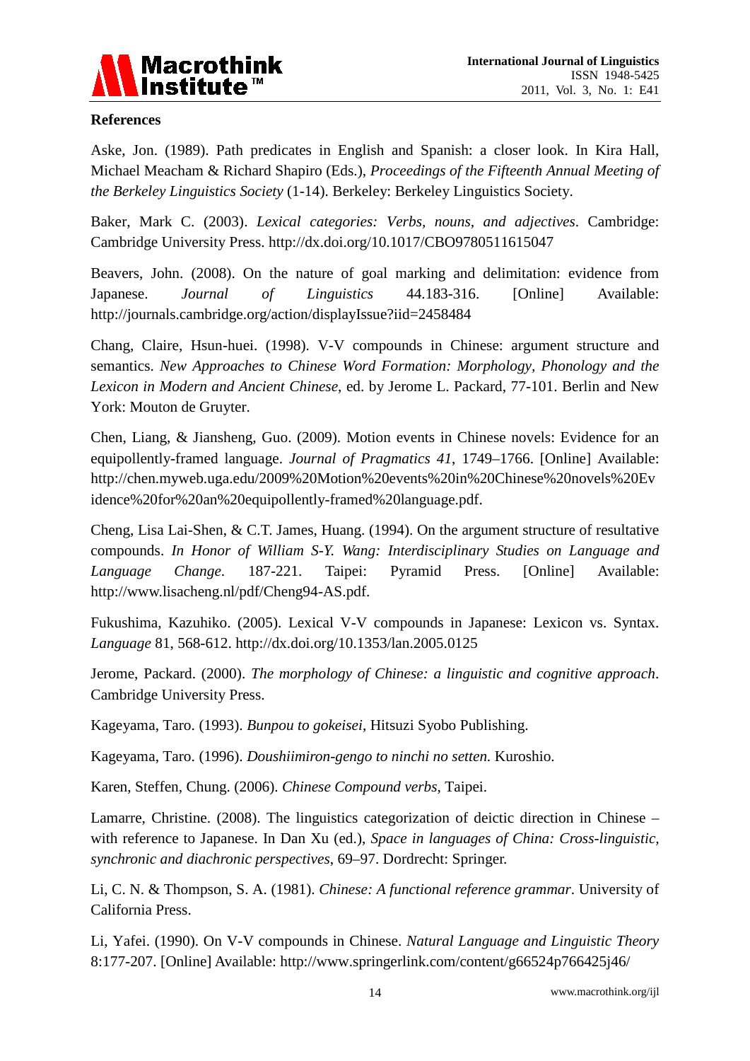## References

Aske, Jon. (1989). Path predicates in English and Spanish: a closer look. In Kira Hall, Michael Meacham & Richard Shapiro (Eds.), *Proceedings of the Fifteenth Annual Meeting of the Berkeley Linguistics Society* (1-14). Berkeley: Berkeley Linguistics Society.

Baker, Mark C. (2003). *Lexical categories: Verbs, nouns, and adjectives*. Cambridge: Cambridge University Press. http://dx.doi.org/10.1017/CBO9780511615047

Beavers, John. (2008). On the nature of goal marking and delimitation: evidence from Japanese. *Journal of Linguistics* 44.183-316. [Online] Available: http://journals.cambridge.org/action/displayIssue?iid=2458484

Chang, Claire, Hsun-huei. (1998). V-V compounds in Chinese: argument structure and semantics. *New Approaches to Chinese Word Formation: Morphology, Phonology and the Lexicon in Modern and Ancient Chinese*, ed. by Jerome L. Packard, 77-101. Berlin and New York: Mouton de Gruyter.

Chen, Liang, & Jiansheng, Guo. (2009). Motion events in Chinese novels: Evidence for an equipollently-framed language. *Journal of Pragmatics 41*, 1749–1766. [Online] Available: http://chen.myweb.uga.edu/2009%20Motion%20events%20in%20Chinese%20novels%20Evidence%20for%20an%20equipollently-framed%20language.pdf.

Cheng, Lisa Lai-Shen, & C.T. James, Huang. (1994). On the argument structure of resultative compounds. *In Honor of William S-Y. Wang: Interdisciplinary Studies on Language and Language Change*. 187-221. Taipei: Pyramid Press. [Online] Available: http://www.lisacheng.nl/pdf/Cheng94-AS.pdf.

Fukushima, Kazuhiko. (2005). Lexical V-V compounds in Japanese: Lexicon vs. Syntax. *Language* 81, 568-612. http://dx.doi.org/10.1353/lan.2005.0125

Jerome, Packard. (2000). *The morphology of Chinese: a linguistic and cognitive approach*. Cambridge University Press.

Kageyama, Taro. (1993). *Bunpou to gokeisei*, Hitsuzi Syobo Publishing.

Kageyama, Taro. (1996). *Doushiimiron-gengo to ninchi no setten.* Kuroshio.

Karen, Steffen, Chung. (2006). *Chinese Compound verbs*, Taipei.

Lamarre, Christine. (2008). The linguistics categorization of deictic direction in Chinese – with reference to Japanese. In Dan Xu (ed.), *Space in languages of China: Cross-linguistic, synchronic and diachronic perspectives*, 69–97. Dordrecht: Springer.

Li, C. N. & Thompson, S. A. (1981). *Chinese: A functional reference grammar*. University of California Press.

Li, Yafei. (1990). On V-V compounds in Chinese. *Natural Language and Linguistic Theory* 8:177-207. [Online] Available: http://www.springerlink.com/content/g66524p766425j46/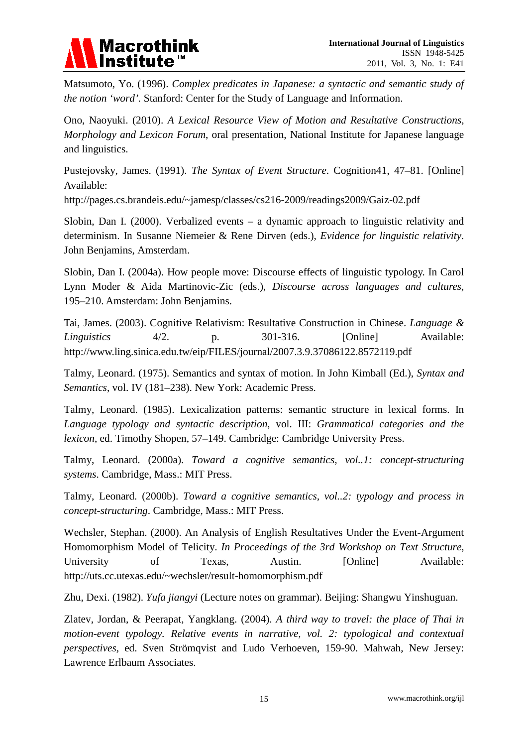Matsumoto, Yo. (1996). *Complex predicates in Japanese: a syntactic and semantic study of the notion 'word'.* Stanford: Center for the Study of Language and Information.

Ono, Naoyuki. (2010). *A Lexical Resource View of Motion and Resultative Constructions*, *Morphology and Lexicon Forum*, oral presentation, National Institute for Japanese language and linguistics.

Pustejovsky, James. (1991). *The Syntax of Event Structure*. Cognition41, 47–81. [Online] Available:
http://pages.cs.brandeis.edu/~jamesp/classes/cs216-2009/readings2009/Gaiz-02.pdf

Slobin, Dan I. (2000). Verbalized events – a dynamic approach to linguistic relativity and determinism. In Susanne Niemeier & Rene Dirven (eds.), *Evidence for linguistic relativity*. John Benjamins, Amsterdam.

Slobin, Dan I. (2004a). How people move: Discourse effects of linguistic typology. In Carol Lynn Moder & Aida Martinovic-Zic (eds.), *Discourse across languages and cultures*, 195–210. Amsterdam: John Benjamins.

Tai, James. (2003). Cognitive Relativism: Resultative Construction in Chinese. *Language & Linguistics* 4/2. p. 301-316. [Online] Available: http://www.ling.sinica.edu.tw/eip/FILES/journal/2007.3.9.37086122.8572119.pdf

Talmy, Leonard. (1975). Semantics and syntax of motion. In John Kimball (Ed.), *Syntax and Semantics*, vol. IV (181–238). New York: Academic Press.

Talmy, Leonard. (1985). Lexicalization patterns: semantic structure in lexical forms. In *Language typology and syntactic description*, vol. III: *Grammatical categories and the lexicon*, ed. Timothy Shopen, 57–149. Cambridge: Cambridge University Press.

Talmy, Leonard. (2000a). *Toward a cognitive semantics, vol..1: concept-structuring systems*. Cambridge, Mass.: MIT Press.

Talmy, Leonard. (2000b). *Toward a cognitive semantics, vol..2: typology and process in concept-structuring*. Cambridge, Mass.: MIT Press.

Wechsler, Stephan. (2000). An Analysis of English Resultatives Under the Event-Argument Homomorphism Model of Telicity. *In Proceedings of the 3rd Workshop on Text Structure*, University of Texas, Austin. [Online] Available: http://uts.cc.utexas.edu/~wechsler/result-homomorphism.pdf

Zhu, Dexi. (1982). *Yufa jiangyi* (Lecture notes on grammar). Beijing: Shangwu Yinshuguan.

Zlatev, Jordan, & Peerapat, Yangklang. (2004). *A third way to travel: the place of Thai in motion-event typology. Relative events in narrative, vol. 2: typological and contextual perspectives*, ed. Sven Strömqvist and Ludo Verhoeven, 159-90. Mahwah, New Jersey: Lawrence Erlbaum Associates.